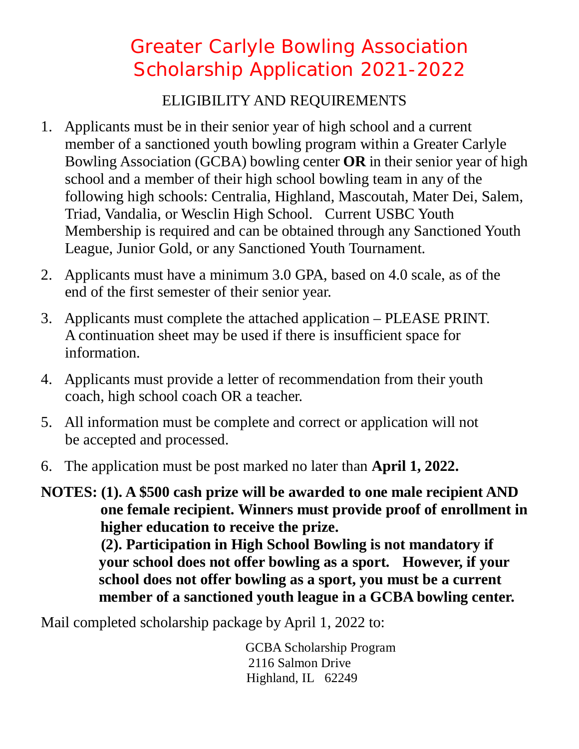# Greater Carlyle Bowling Association Scholarship Application 2021-2022

## ELIGIBILITY AND REQUIREMENTS

1. Applicants must be in their senior year of high school and a current member of a sanctioned youth bowling program within a Greater Carlyle Bowling Association (GCBA) bowling center **OR** in their senior year of high school and a member of their high school bowling team in any of the following high schools: Centralia, Highland, Mascoutah, Mater Dei, Salem, Triad, Vandalia, or Wesclin High School. Current USBC Youth Membership is required and can be obtained through any Sanctioned Youth League, Junior Gold, or any Sanctioned Youth Tournament.

2. Applicants must have a minimum 3.0 GPA, based on 4.0 scale, as of the end of the first semester of their senior year.

3. Applicants must complete the attached application – PLEASE PRINT. A continuation sheet may be used if there is insufficient space for information.

4. Applicants must provide a letter of recommendation from their youth coach, high school coach OR a teacher.

5. All information must be complete and correct or application will not be accepted and processed.

6. The application must be post marked no later than **April 1, 2022.**

**NOTES: (1). A $500 cash prize will be awarded to one male recipient AND one female recipient. Winners must provide proof of enrollment in higher education to receive the prize.**

**(2). Participation in High School Bowling is not mandatory if your school does not offer bowling as a sport. However, if your school does not offer bowling as a sport, you must be a current member of a sanctioned youth league in a GCBA bowling center.**

Mail completed scholarship package by April 1, 2022 to:

GCBA Scholarship Program
2116 Salmon Drive
Highland, IL 62249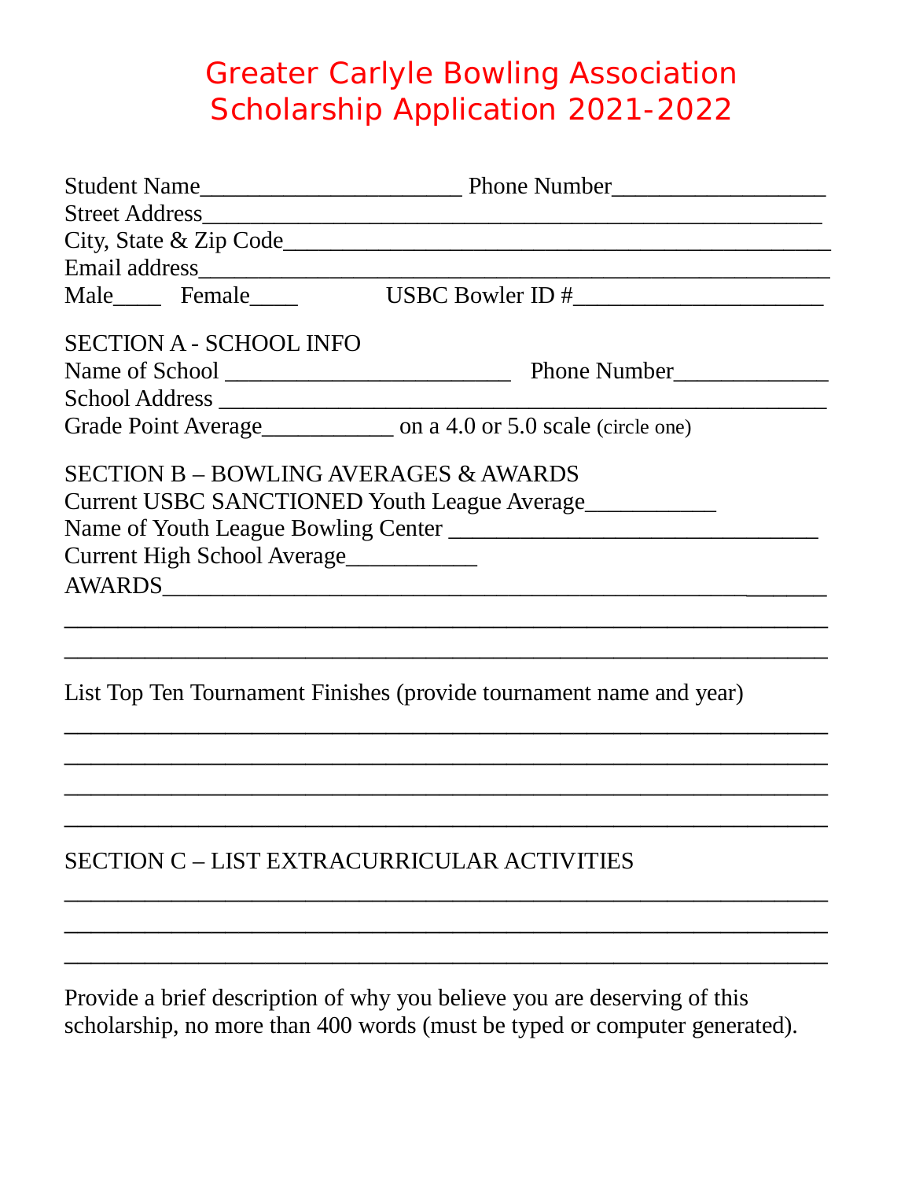# Greater Carlyle Bowling Association
# Scholarship Application 2021-2022

Student Name______________________ Phone Number__________________
Street Address_____________________________________________________
City, State & Zip Code______________________________________________
Email address______________________________________________________
Male____ Female____ USBC Bowler ID #_____________________

SECTION A - SCHOOL INFO
Name of School ________________________ Phone Number_____________
School Address _____________________________________________________
Grade Point Average___________ on a 4.0 or 5.0 scale (circle one)

SECTION B – BOWLING AVERAGES & AWARDS
Current USBC SANCTIONED Youth League Average___________
Name of Youth League Bowling Center _______________________________
Current High School Average___________
AWARDS______________________________________________________________
_____________________________________________________________________
_____________________________________________________________________

List Top Ten Tournament Finishes (provide tournament name and year)
_____________________________________________________________________
_____________________________________________________________________
_____________________________________________________________________
_____________________________________________________________________

SECTION C – LIST EXTRACURRICULAR ACTIVITIES
_____________________________________________________________________
_____________________________________________________________________
_____________________________________________________________________

Provide a brief description of why you believe you are deserving of this scholarship, no more than 400 words (must be typed or computer generated).